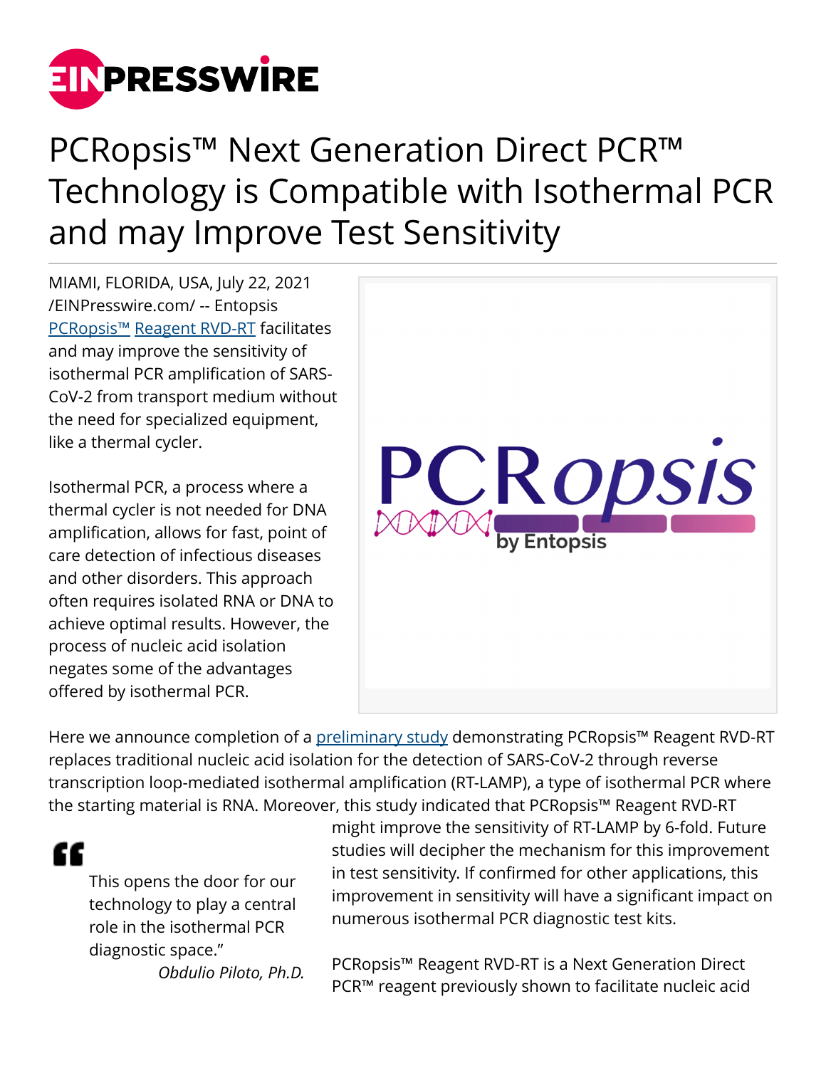# PCRopsis™ Next Generation Direct PCR™ Technology is Compatible with Isothermal PCR and may Improve Test Sensitivity

MIAMI, FLORIDA, USA, July 22, 2021 /EINPresswire.com/ -- Entopsis PCRopsis™ Reagent RVD-RT facilitates and may improve the sensitivity of isothermal PCR amplification of SARS-CoV-2 from transport medium without the need for specialized equipment, like a thermal cycler.

Isothermal PCR, a process where a thermal cycler is not needed for DNA amplification, allows for fast, point of care detection of infectious diseases and other disorders. This approach often requires isolated RNA or DNA to achieve optimal results. However, the process of nucleic acid isolation negates some of the advantages offered by isothermal PCR.

Here we announce completion of a preliminary study demonstrating PCRopsis™ Reagent RVD-RT replaces traditional nucleic acid isolation for the detection of SARS-CoV-2 through reverse transcription loop-mediated isothermal amplification (RT-LAMP), a type of isothermal PCR where the starting material is RNA. Moreover, this study indicated that PCRopsis™ Reagent RVD-RT might improve the sensitivity of RT-LAMP by 6-fold. Future studies will decipher the mechanism for this improvement in test sensitivity. If confirmed for other applications, this improvement in sensitivity will have a significant impact on numerous isothermal PCR diagnostic test kits.

> This opens the door for our technology to play a central role in the isothermal PCR diagnostic space."
>
> *Obdulio Piloto, Ph.D.*

PCRopsis™ Reagent RVD-RT is a Next Generation Direct PCR™ reagent previously shown to facilitate nucleic acid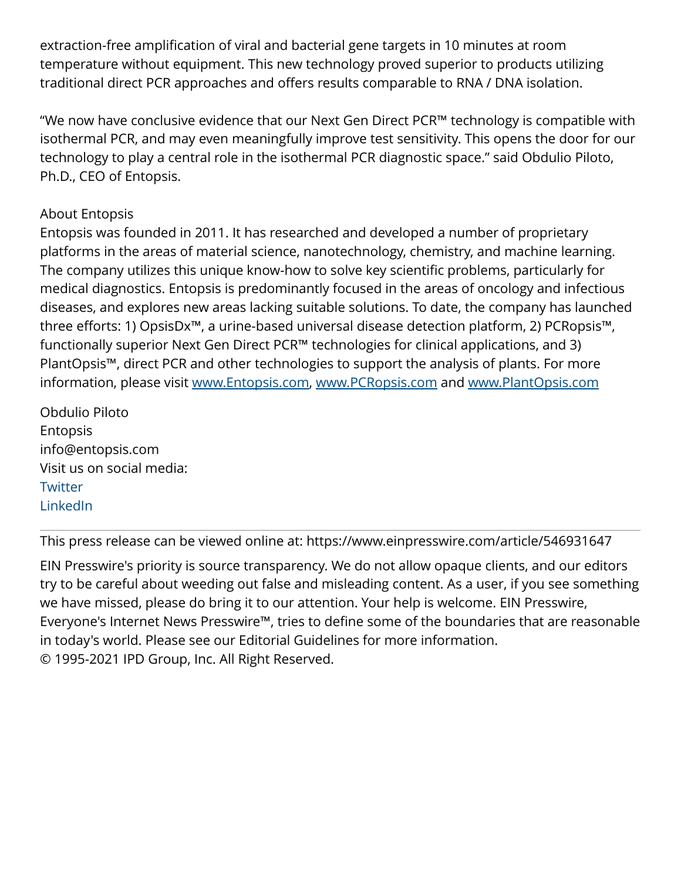extraction-free amplification of viral and bacterial gene targets in 10 minutes at room temperature without equipment. This new technology proved superior to products utilizing traditional direct PCR approaches and offers results comparable to RNA / DNA isolation.

“We now have conclusive evidence that our Next Gen Direct PCR™ technology is compatible with isothermal PCR, and may even meaningfully improve test sensitivity. This opens the door for our technology to play a central role in the isothermal PCR diagnostic space.” said Obdulio Piloto, Ph.D., CEO of Entopsis.

About Entopsis
Entopsis was founded in 2011. It has researched and developed a number of proprietary platforms in the areas of material science, nanotechnology, chemistry, and machine learning. The company utilizes this unique know-how to solve key scientific problems, particularly for medical diagnostics. Entopsis is predominantly focused in the areas of oncology and infectious diseases, and explores new areas lacking suitable solutions. To date, the company has launched three efforts: 1) OpsisDx™, a urine-based universal disease detection platform, 2) PCRopsis™, functionally superior Next Gen Direct PCR™ technologies for clinical applications, and 3) PlantOpsis™, direct PCR and other technologies to support the analysis of plants. For more information, please visit www.Entopsis.com, www.PCRopsis.com and www.PlantOpsis.com

Obdulio Piloto
Entopsis
info@entopsis.com
Visit us on social media:
Twitter
LinkedIn

This press release can be viewed online at: https://www.einpresswire.com/article/546931647

EIN Presswire's priority is source transparency. We do not allow opaque clients, and our editors try to be careful about weeding out false and misleading content. As a user, if you see something we have missed, please do bring it to our attention. Your help is welcome. EIN Presswire, Everyone's Internet News Presswire™, tries to define some of the boundaries that are reasonable in today's world. Please see our Editorial Guidelines for more information.
© 1995-2021 IPD Group, Inc. All Right Reserved.